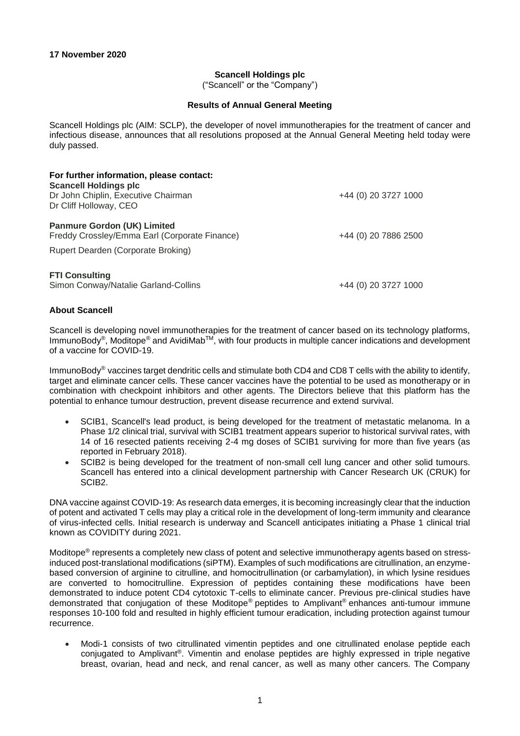**17 November 2020**

**Scancell Holdings plc**

("Scancell" or the "Company")

**Results of Annual General Meeting**

Scancell Holdings plc (AIM: SCLP), the developer of novel immunotherapies for the treatment of cancer and infectious disease, announces that all resolutions proposed at the Annual General Meeting held today were duly passed.

**For further information, please contact:**

**Scancell Holdings plc**
Dr John Chiplin, Executive Chairman — +44 (0) 20 3727 1000
Dr Cliff Holloway, CEO

**Panmure Gordon (UK) Limited**
Freddy Crossley/Emma Earl (Corporate Finance) — +44 (0) 20 7886 2500
Rupert Dearden (Corporate Broking)

**FTI Consulting**
Simon Conway/Natalie Garland-Collins — +44 (0) 20 3727 1000

**About Scancell**

Scancell is developing novel immunotherapies for the treatment of cancer based on its technology platforms, ImmunoBody®, Moditope® and AvidiMab™, with four products in multiple cancer indications and development of a vaccine for COVID-19.

ImmunoBody® vaccines target dendritic cells and stimulate both CD4 and CD8 T cells with the ability to identify, target and eliminate cancer cells. These cancer vaccines have the potential to be used as monotherapy or in combination with checkpoint inhibitors and other agents. The Directors believe that this platform has the potential to enhance tumour destruction, prevent disease recurrence and extend survival.

- SCIB1, Scancell's lead product, is being developed for the treatment of metastatic melanoma. In a Phase 1/2 clinical trial, survival with SCIB1 treatment appears superior to historical survival rates, with 14 of 16 resected patients receiving 2-4 mg doses of SCIB1 surviving for more than five years (as reported in February 2018).
- SCIB2 is being developed for the treatment of non-small cell lung cancer and other solid tumours. Scancell has entered into a clinical development partnership with Cancer Research UK (CRUK) for SCIB2.

DNA vaccine against COVID-19: As research data emerges, it is becoming increasingly clear that the induction of potent and activated T cells may play a critical role in the development of long-term immunity and clearance of virus-infected cells. Initial research is underway and Scancell anticipates initiating a Phase 1 clinical trial known as COVIDITY during 2021.

Moditope® represents a completely new class of potent and selective immunotherapy agents based on stress-induced post-translational modifications (siPTM). Examples of such modifications are citrullination, an enzyme-based conversion of arginine to citrulline, and homocitrullination (or carbamylation), in which lysine residues are converted to homocitrulline. Expression of peptides containing these modifications have been demonstrated to induce potent CD4 cytotoxic T-cells to eliminate cancer. Previous pre-clinical studies have demonstrated that conjugation of these Moditope® peptides to Amplivant® enhances anti-tumour immune responses 10-100 fold and resulted in highly efficient tumour eradication, including protection against tumour recurrence.

- Modi-1 consists of two citrullinated vimentin peptides and one citrullinated enolase peptide each conjugated to Amplivant®. Vimentin and enolase peptides are highly expressed in triple negative breast, ovarian, head and neck, and renal cancer, as well as many other cancers. The Company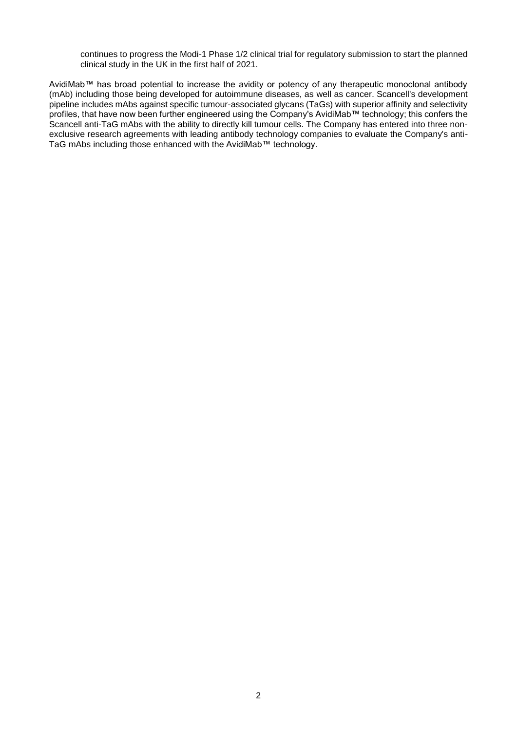continues to progress the Modi-1 Phase 1/2 clinical trial for regulatory submission to start the planned clinical study in the UK in the first half of 2021.

AvidiMab™ has broad potential to increase the avidity or potency of any therapeutic monoclonal antibody (mAb) including those being developed for autoimmune diseases, as well as cancer. Scancell's development pipeline includes mAbs against specific tumour-associated glycans (TaGs) with superior affinity and selectivity profiles, that have now been further engineered using the Company's AvidiMab™ technology; this confers the Scancell anti-TaG mAbs with the ability to directly kill tumour cells. The Company has entered into three non-exclusive research agreements with leading antibody technology companies to evaluate the Company's anti-TaG mAbs including those enhanced with the AvidiMab™ technology.